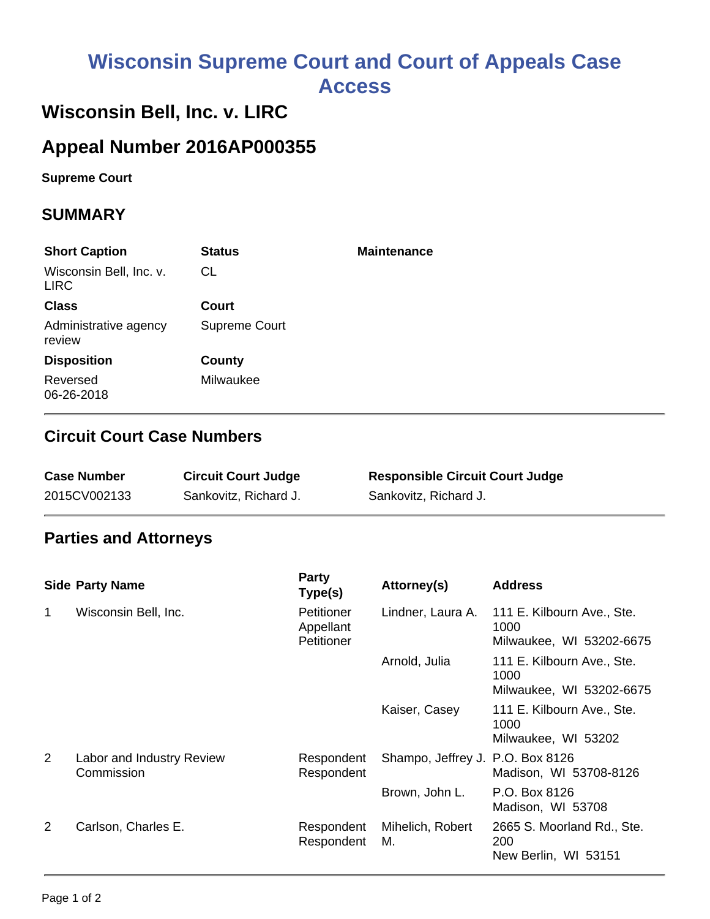# Wisconsin Supreme Court and Court of Appeals Case Access

## Wisconsin Bell, Inc. v. LIRC

## Appeal Number 2016AP000355

**Supreme Court**

### SUMMARY

| Short Caption | Status | Maintenance |
|---|---|---|
| Wisconsin Bell, Inc. v. LIRC | CL | |
| **Class** | **Court** | |
| Administrative agency review | Supreme Court | |
| **Disposition** | **County** | |
| Reversed 06-26-2018 | Milwaukee | |

### Circuit Court Case Numbers

| Case Number | Circuit Court Judge | Responsible Circuit Court Judge |
|---|---|---|
| 2015CV002133 | Sankovitz, Richard J. | Sankovitz, Richard J. |

### Parties and Attorneys

| Side | Party Name | Party Type(s) | Attorney(s) | Address |
|---|---|---|---|---|
| 1 | Wisconsin Bell, Inc. | Petitioner Appellant Petitioner | Lindner, Laura A. | 111 E. Kilbourn Ave., Ste. 1000 Milwaukee, WI 53202-6675 |
| | | | Arnold, Julia | 111 E. Kilbourn Ave., Ste. 1000 Milwaukee, WI 53202-6675 |
| | | | Kaiser, Casey | 111 E. Kilbourn Ave., Ste. 1000 Milwaukee, WI 53202 |
| 2 | Labor and Industry Review Commission | Respondent Respondent | Shampo, Jeffrey J. | P.O. Box 8126 Madison, WI 53708-8126 |
| | | | Brown, John L. | P.O. Box 8126 Madison, WI 53708 |
| 2 | Carlson, Charles E. | Respondent Respondent | Mihelich, Robert M. | 2665 S. Moorland Rd., Ste. 200 New Berlin, WI 53151 |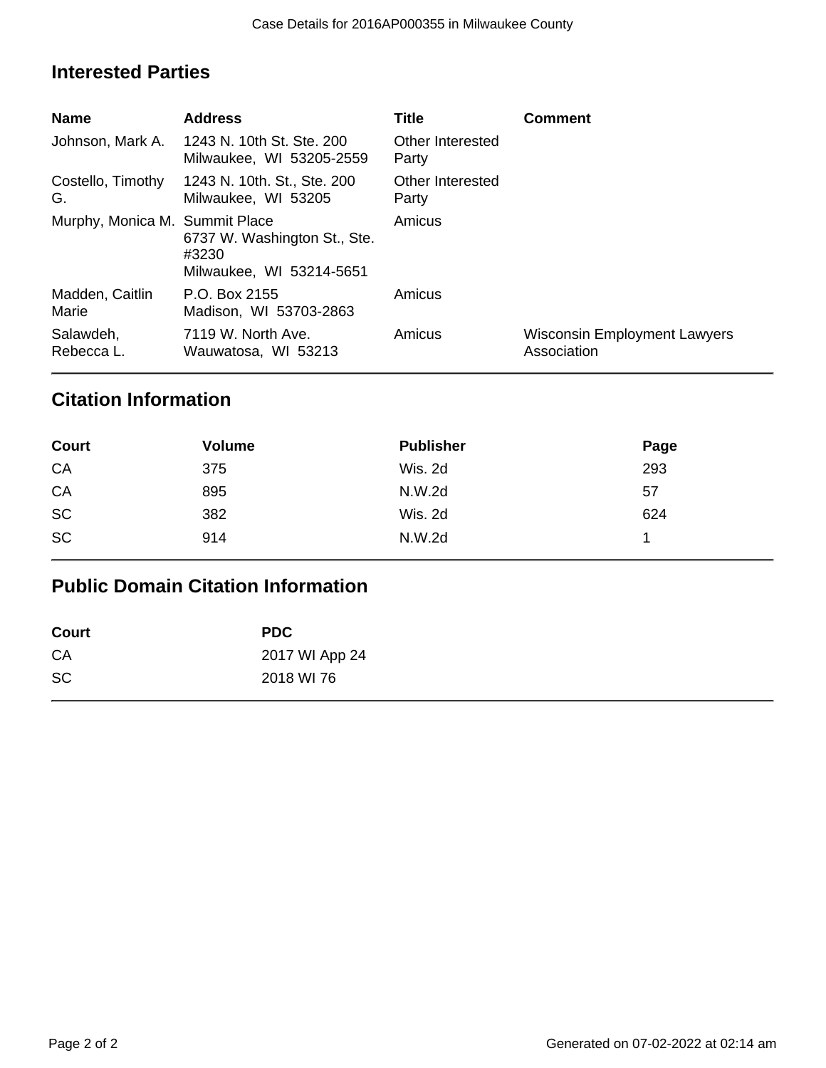## Interested Parties

| Name | Address | Title | Comment |
| --- | --- | --- | --- |
| Johnson, Mark A. | 1243 N. 10th St. Ste. 200 Milwaukee, WI 53205-2559 | Other Interested Party | |
| Costello, Timothy G. | 1243 N. 10th. St., Ste. 200 Milwaukee, WI 53205 | Other Interested Party | |
| Murphy, Monica M. | Summit Place 6737 W. Washington St., Ste. #3230 Milwaukee, WI 53214-5651 | Amicus | |
| Madden, Caitlin Marie | P.O. Box 2155 Madison, WI 53703-2863 | Amicus | |
| Salawdeh, Rebecca L. | 7119 W. North Ave. Wauwatosa, WI 53213 | Amicus | Wisconsin Employment Lawyers Association |

## Citation Information

| Court | Volume | Publisher | Page |
| --- | --- | --- | --- |
| CA | 375 | Wis. 2d | 293 |
| CA | 895 | N.W.2d | 57 |
| SC | 382 | Wis. 2d | 624 |
| SC | 914 | N.W.2d | 1 |

## Public Domain Citation Information

| Court | PDC |
| --- | --- |
| CA | 2017 WI App 24 |
| SC | 2018 WI 76 |